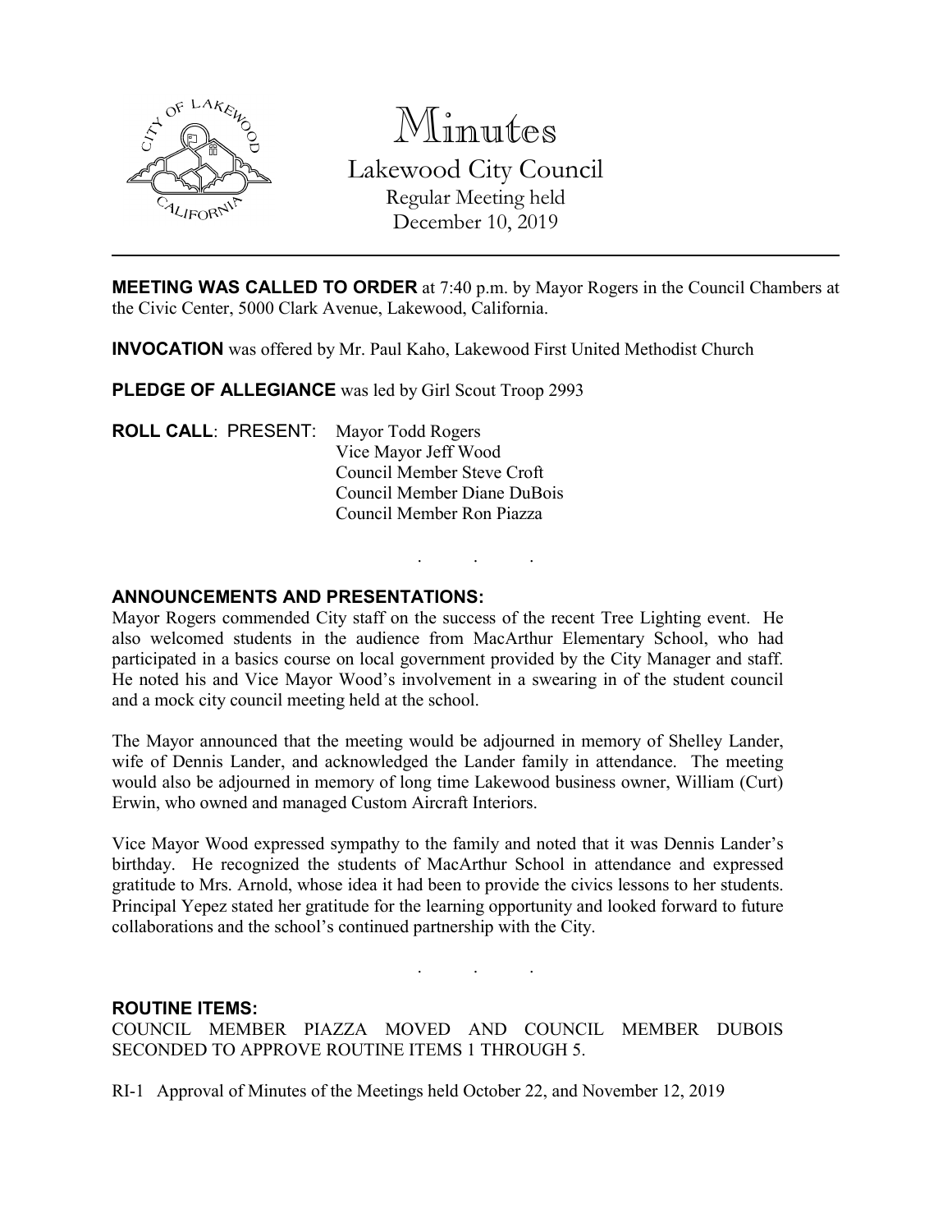# Minutes

## Lakewood City Council

Regular Meeting held
December 10, 2019

---

**MEETING WAS CALLED TO ORDER** at 7:40 p.m. by Mayor Rogers in the Council Chambers at the Civic Center, 5000 Clark Avenue, Lakewood, California.

**INVOCATION** was offered by Mr. Paul Kaho, Lakewood First United Methodist Church

**PLEDGE OF ALLEGIANCE** was led by Girl Scout Troop 2993

**ROLL CALL**: PRESENT: Mayor Todd Rogers
Vice Mayor Jeff Wood
Council Member Steve Croft
Council Member Diane DuBois
Council Member Ron Piazza

. . .

**ANNOUNCEMENTS AND PRESENTATIONS:**

Mayor Rogers commended City staff on the success of the recent Tree Lighting event. He also welcomed students in the audience from MacArthur Elementary School, who had participated in a basics course on local government provided by the City Manager and staff. He noted his and Vice Mayor Wood's involvement in a swearing in of the student council and a mock city council meeting held at the school.

The Mayor announced that the meeting would be adjourned in memory of Shelley Lander, wife of Dennis Lander, and acknowledged the Lander family in attendance. The meeting would also be adjourned in memory of long time Lakewood business owner, William (Curt) Erwin, who owned and managed Custom Aircraft Interiors.

Vice Mayor Wood expressed sympathy to the family and noted that it was Dennis Lander's birthday. He recognized the students of MacArthur School in attendance and expressed gratitude to Mrs. Arnold, whose idea it had been to provide the civics lessons to her students. Principal Yepez stated her gratitude for the learning opportunity and looked forward to future collaborations and the school's continued partnership with the City.

. . .

**ROUTINE ITEMS:**

COUNCIL MEMBER PIAZZA MOVED AND COUNCIL MEMBER DUBOIS SECONDED TO APPROVE ROUTINE ITEMS 1 THROUGH 5.

RI-1 Approval of Minutes of the Meetings held October 22, and November 12, 2019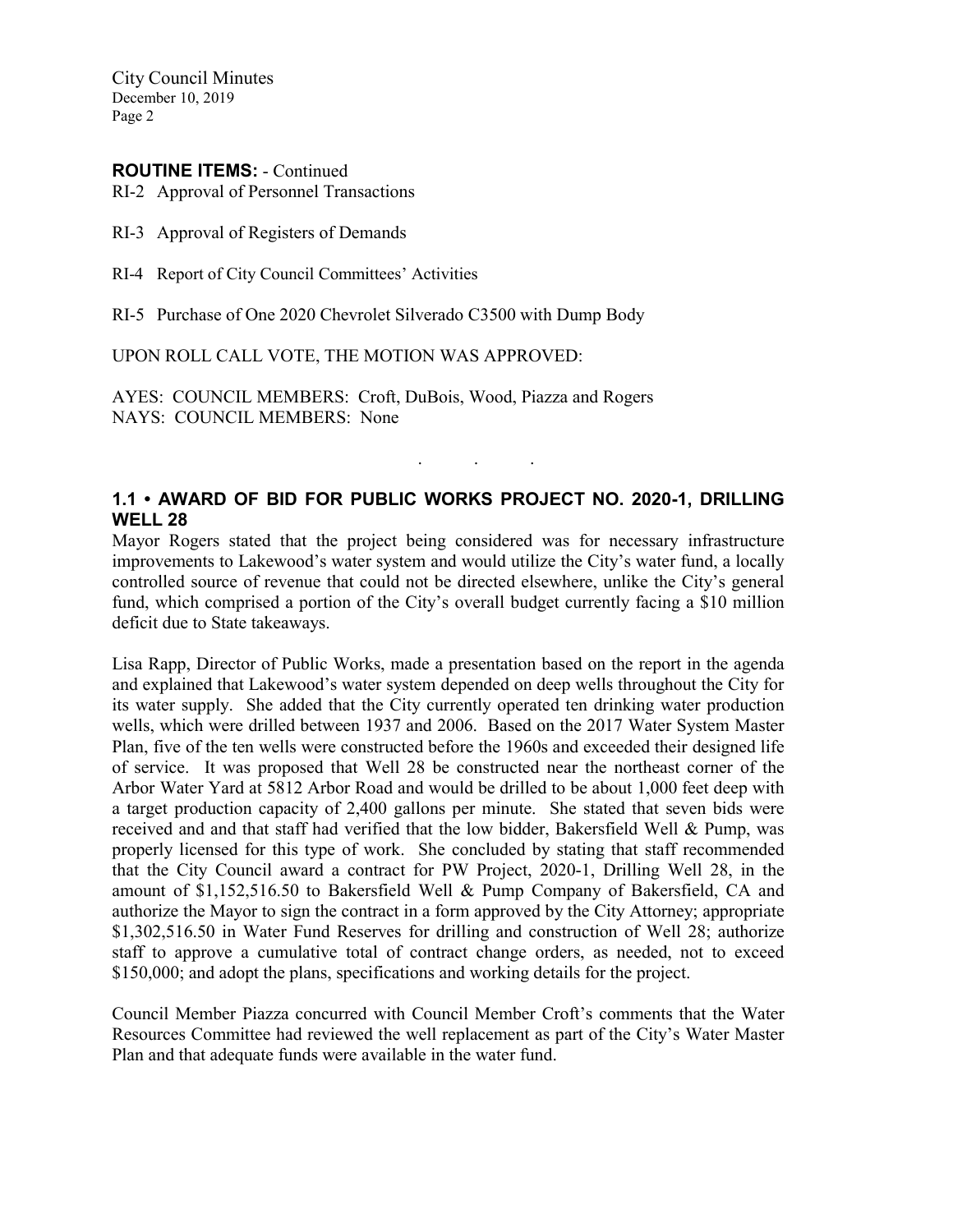**ROUTINE ITEMS:** - Continued

RI-2 Approval of Personnel Transactions

RI-3 Approval of Registers of Demands

RI-4 Report of City Council Committees' Activities

RI-5 Purchase of One 2020 Chevrolet Silverado C3500 with Dump Body

UPON ROLL CALL VOTE, THE MOTION WAS APPROVED:

AYES: COUNCIL MEMBERS: Croft, DuBois, Wood, Piazza and Rogers
NAYS: COUNCIL MEMBERS: None

. . .

## 1.1 • AWARD OF BID FOR PUBLIC WORKS PROJECT NO. 2020-1, DRILLING WELL 28

Mayor Rogers stated that the project being considered was for necessary infrastructure improvements to Lakewood's water system and would utilize the City's water fund, a locally controlled source of revenue that could not be directed elsewhere, unlike the City's general fund, which comprised a portion of the City's overall budget currently facing a $10 million deficit due to State takeaways.

Lisa Rapp, Director of Public Works, made a presentation based on the report in the agenda and explained that Lakewood's water system depended on deep wells throughout the City for its water supply. She added that the City currently operated ten drinking water production wells, which were drilled between 1937 and 2006. Based on the 2017 Water System Master Plan, five of the ten wells were constructed before the 1960s and exceeded their designed life of service. It was proposed that Well 28 be constructed near the northeast corner of the Arbor Water Yard at 5812 Arbor Road and would be drilled to be about 1,000 feet deep with a target production capacity of 2,400 gallons per minute. She stated that seven bids were received and and that staff had verified that the low bidder, Bakersfield Well & Pump, was properly licensed for this type of work. She concluded by stating that staff recommended that the City Council award a contract for PW Project, 2020-1, Drilling Well 28, in the amount of $1,152,516.50 to Bakersfield Well & Pump Company of Bakersfield, CA and authorize the Mayor to sign the contract in a form approved by the City Attorney; appropriate $1,302,516.50 in Water Fund Reserves for drilling and construction of Well 28; authorize staff to approve a cumulative total of contract change orders, as needed, not to exceed $150,000; and adopt the plans, specifications and working details for the project.

Council Member Piazza concurred with Council Member Croft's comments that the Water Resources Committee had reviewed the well replacement as part of the City's Water Master Plan and that adequate funds were available in the water fund.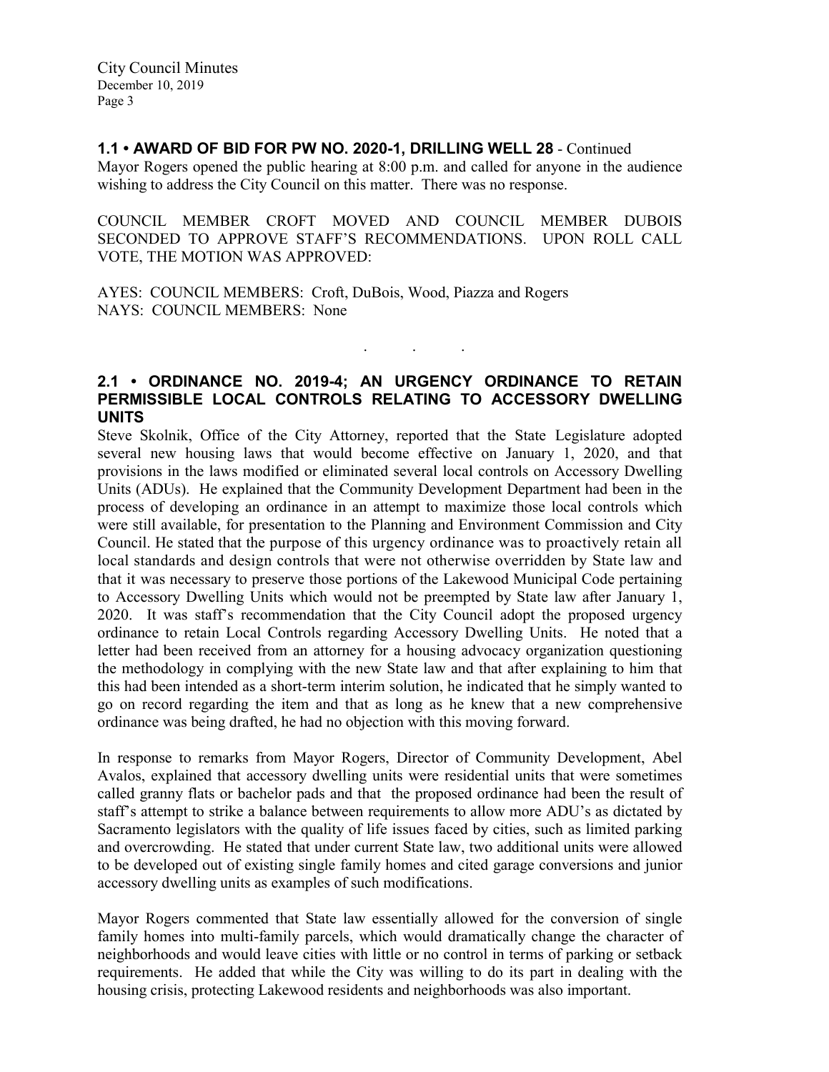**1.1 • AWARD OF BID FOR PW NO. 2020-1, DRILLING WELL 28** - Continued

Mayor Rogers opened the public hearing at 8:00 p.m. and called for anyone in the audience wishing to address the City Council on this matter. There was no response.

COUNCIL MEMBER CROFT MOVED AND COUNCIL MEMBER DUBOIS SECONDED TO APPROVE STAFF'S RECOMMENDATIONS. UPON ROLL CALL VOTE, THE MOTION WAS APPROVED:

AYES: COUNCIL MEMBERS: Croft, DuBois, Wood, Piazza and Rogers
NAYS: COUNCIL MEMBERS: None

. . .

**2.1 • ORDINANCE NO. 2019-4; AN URGENCY ORDINANCE TO RETAIN PERMISSIBLE LOCAL CONTROLS RELATING TO ACCESSORY DWELLING UNITS**

Steve Skolnik, Office of the City Attorney, reported that the State Legislature adopted several new housing laws that would become effective on January 1, 2020, and that provisions in the laws modified or eliminated several local controls on Accessory Dwelling Units (ADUs). He explained that the Community Development Department had been in the process of developing an ordinance in an attempt to maximize those local controls which were still available, for presentation to the Planning and Environment Commission and City Council. He stated that the purpose of this urgency ordinance was to proactively retain all local standards and design controls that were not otherwise overridden by State law and that it was necessary to preserve those portions of the Lakewood Municipal Code pertaining to Accessory Dwelling Units which would not be preempted by State law after January 1, 2020. It was staff's recommendation that the City Council adopt the proposed urgency ordinance to retain Local Controls regarding Accessory Dwelling Units. He noted that a letter had been received from an attorney for a housing advocacy organization questioning the methodology in complying with the new State law and that after explaining to him that this had been intended as a short-term interim solution, he indicated that he simply wanted to go on record regarding the item and that as long as he knew that a new comprehensive ordinance was being drafted, he had no objection with this moving forward.

In response to remarks from Mayor Rogers, Director of Community Development, Abel Avalos, explained that accessory dwelling units were residential units that were sometimes called granny flats or bachelor pads and that the proposed ordinance had been the result of staff's attempt to strike a balance between requirements to allow more ADU's as dictated by Sacramento legislators with the quality of life issues faced by cities, such as limited parking and overcrowding. He stated that under current State law, two additional units were allowed to be developed out of existing single family homes and cited garage conversions and junior accessory dwelling units as examples of such modifications.

Mayor Rogers commented that State law essentially allowed for the conversion of single family homes into multi-family parcels, which would dramatically change the character of neighborhoods and would leave cities with little or no control in terms of parking or setback requirements. He added that while the City was willing to do its part in dealing with the housing crisis, protecting Lakewood residents and neighborhoods was also important.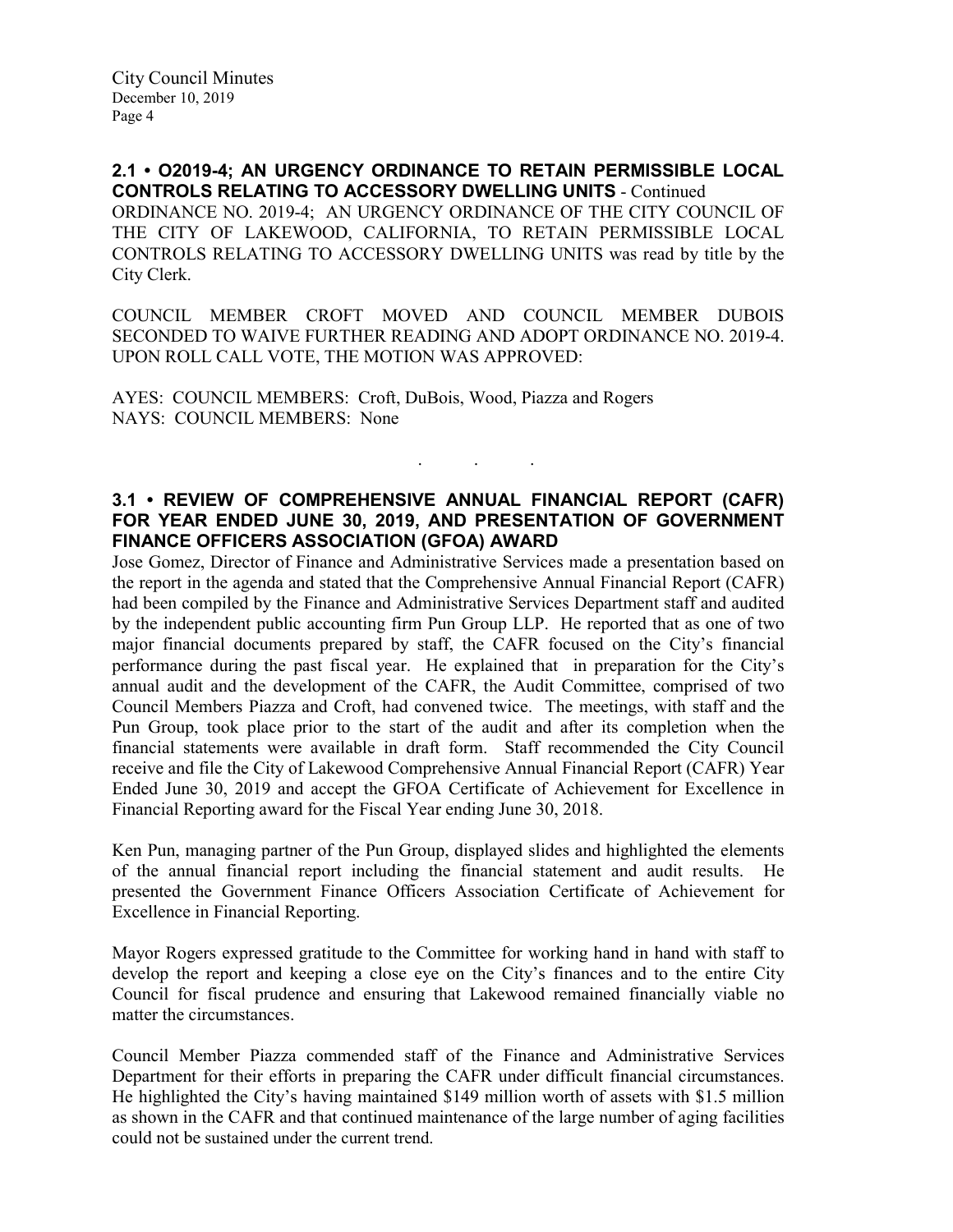**2.1 • O2019-4; AN URGENCY ORDINANCE TO RETAIN PERMISSIBLE LOCAL CONTROLS RELATING TO ACCESSORY DWELLING UNITS** - Continued

ORDINANCE NO. 2019-4; AN URGENCY ORDINANCE OF THE CITY COUNCIL OF THE CITY OF LAKEWOOD, CALIFORNIA, TO RETAIN PERMISSIBLE LOCAL CONTROLS RELATING TO ACCESSORY DWELLING UNITS was read by title by the City Clerk.

COUNCIL MEMBER CROFT MOVED AND COUNCIL MEMBER DUBOIS SECONDED TO WAIVE FURTHER READING AND ADOPT ORDINANCE NO. 2019-4. UPON ROLL CALL VOTE, THE MOTION WAS APPROVED:

AYES: COUNCIL MEMBERS: Croft, DuBois, Wood, Piazza and Rogers
NAYS: COUNCIL MEMBERS: None

. . .

**3.1 • REVIEW OF COMPREHENSIVE ANNUAL FINANCIAL REPORT (CAFR) FOR YEAR ENDED JUNE 30, 2019, AND PRESENTATION OF GOVERNMENT FINANCE OFFICERS ASSOCIATION (GFOA) AWARD**

Jose Gomez, Director of Finance and Administrative Services made a presentation based on the report in the agenda and stated that the Comprehensive Annual Financial Report (CAFR) had been compiled by the Finance and Administrative Services Department staff and audited by the independent public accounting firm Pun Group LLP. He reported that as one of two major financial documents prepared by staff, the CAFR focused on the City's financial performance during the past fiscal year. He explained that in preparation for the City's annual audit and the development of the CAFR, the Audit Committee, comprised of two Council Members Piazza and Croft, had convened twice. The meetings, with staff and the Pun Group, took place prior to the start of the audit and after its completion when the financial statements were available in draft form. Staff recommended the City Council receive and file the City of Lakewood Comprehensive Annual Financial Report (CAFR) Year Ended June 30, 2019 and accept the GFOA Certificate of Achievement for Excellence in Financial Reporting award for the Fiscal Year ending June 30, 2018.

Ken Pun, managing partner of the Pun Group, displayed slides and highlighted the elements of the annual financial report including the financial statement and audit results. He presented the Government Finance Officers Association Certificate of Achievement for Excellence in Financial Reporting.

Mayor Rogers expressed gratitude to the Committee for working hand in hand with staff to develop the report and keeping a close eye on the City's finances and to the entire City Council for fiscal prudence and ensuring that Lakewood remained financially viable no matter the circumstances.

Council Member Piazza commended staff of the Finance and Administrative Services Department for their efforts in preparing the CAFR under difficult financial circumstances. He highlighted the City's having maintained $149 million worth of assets with $1.5 million as shown in the CAFR and that continued maintenance of the large number of aging facilities could not be sustained under the current trend.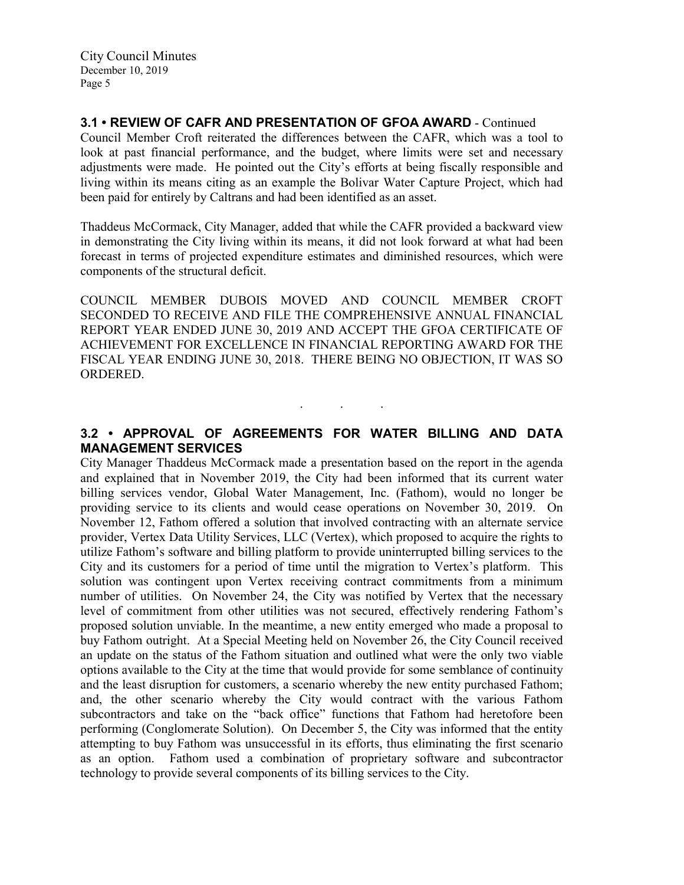### 3.1 • REVIEW OF CAFR AND PRESENTATION OF GFOA AWARD - Continued

Council Member Croft reiterated the differences between the CAFR, which was a tool to look at past financial performance, and the budget, where limits were set and necessary adjustments were made. He pointed out the City's efforts at being fiscally responsible and living within its means citing as an example the Bolivar Water Capture Project, which had been paid for entirely by Caltrans and had been identified as an asset.

Thaddeus McCormack, City Manager, added that while the CAFR provided a backward view in demonstrating the City living within its means, it did not look forward at what had been forecast in terms of projected expenditure estimates and diminished resources, which were components of the structural deficit.

COUNCIL MEMBER DUBOIS MOVED AND COUNCIL MEMBER CROFT SECONDED TO RECEIVE AND FILE THE COMPREHENSIVE ANNUAL FINANCIAL REPORT YEAR ENDED JUNE 30, 2019 AND ACCEPT THE GFOA CERTIFICATE OF ACHIEVEMENT FOR EXCELLENCE IN FINANCIAL REPORTING AWARD FOR THE FISCAL YEAR ENDING JUNE 30, 2018. THERE BEING NO OBJECTION, IT WAS SO ORDERED.

. . .

### 3.2 • APPROVAL OF AGREEMENTS FOR WATER BILLING AND DATA MANAGEMENT SERVICES

City Manager Thaddeus McCormack made a presentation based on the report in the agenda and explained that in November 2019, the City had been informed that its current water billing services vendor, Global Water Management, Inc. (Fathom), would no longer be providing service to its clients and would cease operations on November 30, 2019. On November 12, Fathom offered a solution that involved contracting with an alternate service provider, Vertex Data Utility Services, LLC (Vertex), which proposed to acquire the rights to utilize Fathom's software and billing platform to provide uninterrupted billing services to the City and its customers for a period of time until the migration to Vertex's platform. This solution was contingent upon Vertex receiving contract commitments from a minimum number of utilities. On November 24, the City was notified by Vertex that the necessary level of commitment from other utilities was not secured, effectively rendering Fathom's proposed solution unviable. In the meantime, a new entity emerged who made a proposal to buy Fathom outright. At a Special Meeting held on November 26, the City Council received an update on the status of the Fathom situation and outlined what were the only two viable options available to the City at the time that would provide for some semblance of continuity and the least disruption for customers, a scenario whereby the new entity purchased Fathom; and, the other scenario whereby the City would contract with the various Fathom subcontractors and take on the "back office" functions that Fathom had heretofore been performing (Conglomerate Solution). On December 5, the City was informed that the entity attempting to buy Fathom was unsuccessful in its efforts, thus eliminating the first scenario as an option. Fathom used a combination of proprietary software and subcontractor technology to provide several components of its billing services to the City.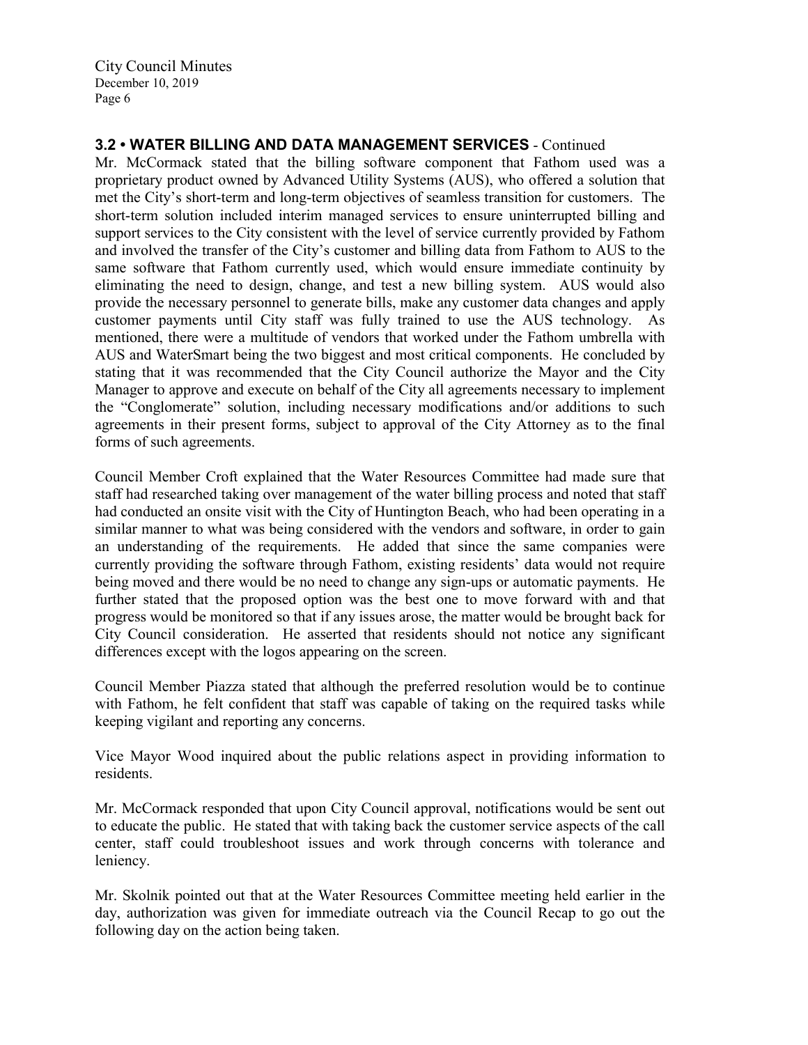### 3.2 • WATER BILLING AND DATA MANAGEMENT SERVICES - Continued

Mr. McCormack stated that the billing software component that Fathom used was a proprietary product owned by Advanced Utility Systems (AUS), who offered a solution that met the City's short-term and long-term objectives of seamless transition for customers. The short-term solution included interim managed services to ensure uninterrupted billing and support services to the City consistent with the level of service currently provided by Fathom and involved the transfer of the City's customer and billing data from Fathom to AUS to the same software that Fathom currently used, which would ensure immediate continuity by eliminating the need to design, change, and test a new billing system. AUS would also provide the necessary personnel to generate bills, make any customer data changes and apply customer payments until City staff was fully trained to use the AUS technology. As mentioned, there were a multitude of vendors that worked under the Fathom umbrella with AUS and WaterSmart being the two biggest and most critical components. He concluded by stating that it was recommended that the City Council authorize the Mayor and the City Manager to approve and execute on behalf of the City all agreements necessary to implement the "Conglomerate" solution, including necessary modifications and/or additions to such agreements in their present forms, subject to approval of the City Attorney as to the final forms of such agreements.

Council Member Croft explained that the Water Resources Committee had made sure that staff had researched taking over management of the water billing process and noted that staff had conducted an onsite visit with the City of Huntington Beach, who had been operating in a similar manner to what was being considered with the vendors and software, in order to gain an understanding of the requirements. He added that since the same companies were currently providing the software through Fathom, existing residents' data would not require being moved and there would be no need to change any sign-ups or automatic payments. He further stated that the proposed option was the best one to move forward with and that progress would be monitored so that if any issues arose, the matter would be brought back for City Council consideration. He asserted that residents should not notice any significant differences except with the logos appearing on the screen.

Council Member Piazza stated that although the preferred resolution would be to continue with Fathom, he felt confident that staff was capable of taking on the required tasks while keeping vigilant and reporting any concerns.

Vice Mayor Wood inquired about the public relations aspect in providing information to residents.

Mr. McCormack responded that upon City Council approval, notifications would be sent out to educate the public. He stated that with taking back the customer service aspects of the call center, staff could troubleshoot issues and work through concerns with tolerance and leniency.

Mr. Skolnik pointed out that at the Water Resources Committee meeting held earlier in the day, authorization was given for immediate outreach via the Council Recap to go out the following day on the action being taken.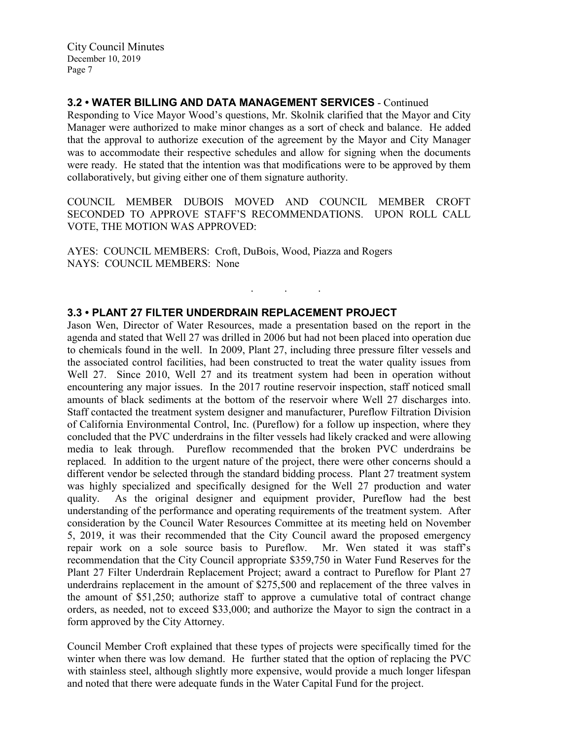### 3.2 • WATER BILLING AND DATA MANAGEMENT SERVICES - Continued

Responding to Vice Mayor Wood's questions, Mr. Skolnik clarified that the Mayor and City Manager were authorized to make minor changes as a sort of check and balance. He added that the approval to authorize execution of the agreement by the Mayor and City Manager was to accommodate their respective schedules and allow for signing when the documents were ready. He stated that the intention was that modifications were to be approved by them collaboratively, but giving either one of them signature authority.

COUNCIL MEMBER DUBOIS MOVED AND COUNCIL MEMBER CROFT SECONDED TO APPROVE STAFF'S RECOMMENDATIONS. UPON ROLL CALL VOTE, THE MOTION WAS APPROVED:

AYES: COUNCIL MEMBERS: Croft, DuBois, Wood, Piazza and Rogers
NAYS: COUNCIL MEMBERS: None

. . .

### 3.3 • PLANT 27 FILTER UNDERDRAIN REPLACEMENT PROJECT

Jason Wen, Director of Water Resources, made a presentation based on the report in the agenda and stated that Well 27 was drilled in 2006 but had not been placed into operation due to chemicals found in the well. In 2009, Plant 27, including three pressure filter vessels and the associated control facilities, had been constructed to treat the water quality issues from Well 27. Since 2010, Well 27 and its treatment system had been in operation without encountering any major issues. In the 2017 routine reservoir inspection, staff noticed small amounts of black sediments at the bottom of the reservoir where Well 27 discharges into. Staff contacted the treatment system designer and manufacturer, Pureflow Filtration Division of California Environmental Control, Inc. (Pureflow) for a follow up inspection, where they concluded that the PVC underdrains in the filter vessels had likely cracked and were allowing media to leak through. Pureflow recommended that the broken PVC underdrains be replaced. In addition to the urgent nature of the project, there were other concerns should a different vendor be selected through the standard bidding process. Plant 27 treatment system was highly specialized and specifically designed for the Well 27 production and water quality. As the original designer and equipment provider, Pureflow had the best understanding of the performance and operating requirements of the treatment system. After consideration by the Council Water Resources Committee at its meeting held on November 5, 2019, it was their recommended that the City Council award the proposed emergency repair work on a sole source basis to Pureflow. Mr. Wen stated it was staff's recommendation that the City Council appropriate $359,750 in Water Fund Reserves for the Plant 27 Filter Underdrain Replacement Project; award a contract to Pureflow for Plant 27 underdrains replacement in the amount of $275,500 and replacement of the three valves in the amount of $51,250; authorize staff to approve a cumulative total of contract change orders, as needed, not to exceed $33,000; and authorize the Mayor to sign the contract in a form approved by the City Attorney.

Council Member Croft explained that these types of projects were specifically timed for the winter when there was low demand. He further stated that the option of replacing the PVC with stainless steel, although slightly more expensive, would provide a much longer lifespan and noted that there were adequate funds in the Water Capital Fund for the project.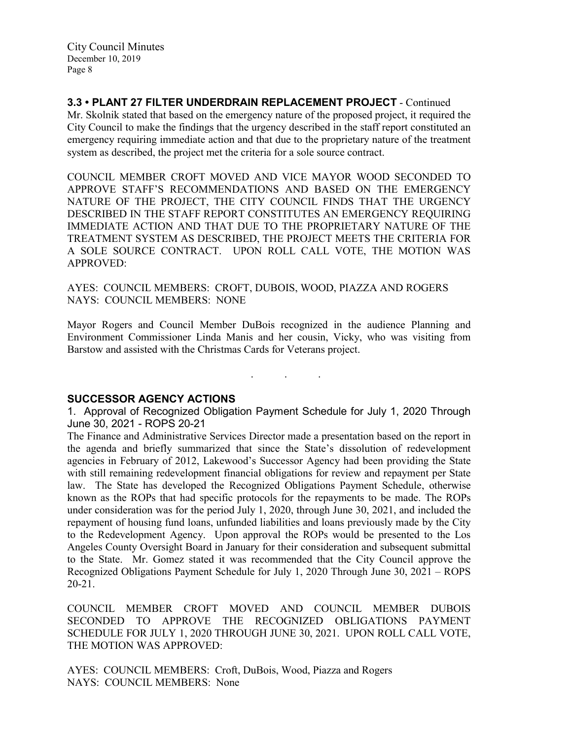### 3.3 • PLANT 27 FILTER UNDERDRAIN REPLACEMENT PROJECT - Continued

Mr. Skolnik stated that based on the emergency nature of the proposed project, it required the City Council to make the findings that the urgency described in the staff report constituted an emergency requiring immediate action and that due to the proprietary nature of the treatment system as described, the project met the criteria for a sole source contract.

COUNCIL MEMBER CROFT MOVED AND VICE MAYOR WOOD SECONDED TO APPROVE STAFF'S RECOMMENDATIONS AND BASED ON THE EMERGENCY NATURE OF THE PROJECT, THE CITY COUNCIL FINDS THAT THE URGENCY DESCRIBED IN THE STAFF REPORT CONSTITUTES AN EMERGENCY REQUIRING IMMEDIATE ACTION AND THAT DUE TO THE PROPRIETARY NATURE OF THE TREATMENT SYSTEM AS DESCRIBED, THE PROJECT MEETS THE CRITERIA FOR A SOLE SOURCE CONTRACT. UPON ROLL CALL VOTE, THE MOTION WAS APPROVED:

AYES: COUNCIL MEMBERS: CROFT, DUBOIS, WOOD, PIAZZA AND ROGERS
NAYS: COUNCIL MEMBERS: NONE

Mayor Rogers and Council Member DuBois recognized in the audience Planning and Environment Commissioner Linda Manis and her cousin, Vicky, who was visiting from Barstow and assisted with the Christmas Cards for Veterans project.

. . .

### SUCCESSOR AGENCY ACTIONS

1. Approval of Recognized Obligation Payment Schedule for July 1, 2020 Through June 30, 2021 - ROPS 20-21

The Finance and Administrative Services Director made a presentation based on the report in the agenda and briefly summarized that since the State's dissolution of redevelopment agencies in February of 2012, Lakewood's Successor Agency had been providing the State with still remaining redevelopment financial obligations for review and repayment per State law. The State has developed the Recognized Obligations Payment Schedule, otherwise known as the ROPs that had specific protocols for the repayments to be made. The ROPs under consideration was for the period July 1, 2020, through June 30, 2021, and included the repayment of housing fund loans, unfunded liabilities and loans previously made by the City to the Redevelopment Agency. Upon approval the ROPs would be presented to the Los Angeles County Oversight Board in January for their consideration and subsequent submittal to the State. Mr. Gomez stated it was recommended that the City Council approve the Recognized Obligations Payment Schedule for July 1, 2020 Through June 30, 2021 – ROPS 20-21.

COUNCIL MEMBER CROFT MOVED AND COUNCIL MEMBER DUBOIS SECONDED TO APPROVE THE RECOGNIZED OBLIGATIONS PAYMENT SCHEDULE FOR JULY 1, 2020 THROUGH JUNE 30, 2021. UPON ROLL CALL VOTE, THE MOTION WAS APPROVED:

AYES: COUNCIL MEMBERS: Croft, DuBois, Wood, Piazza and Rogers
NAYS: COUNCIL MEMBERS: None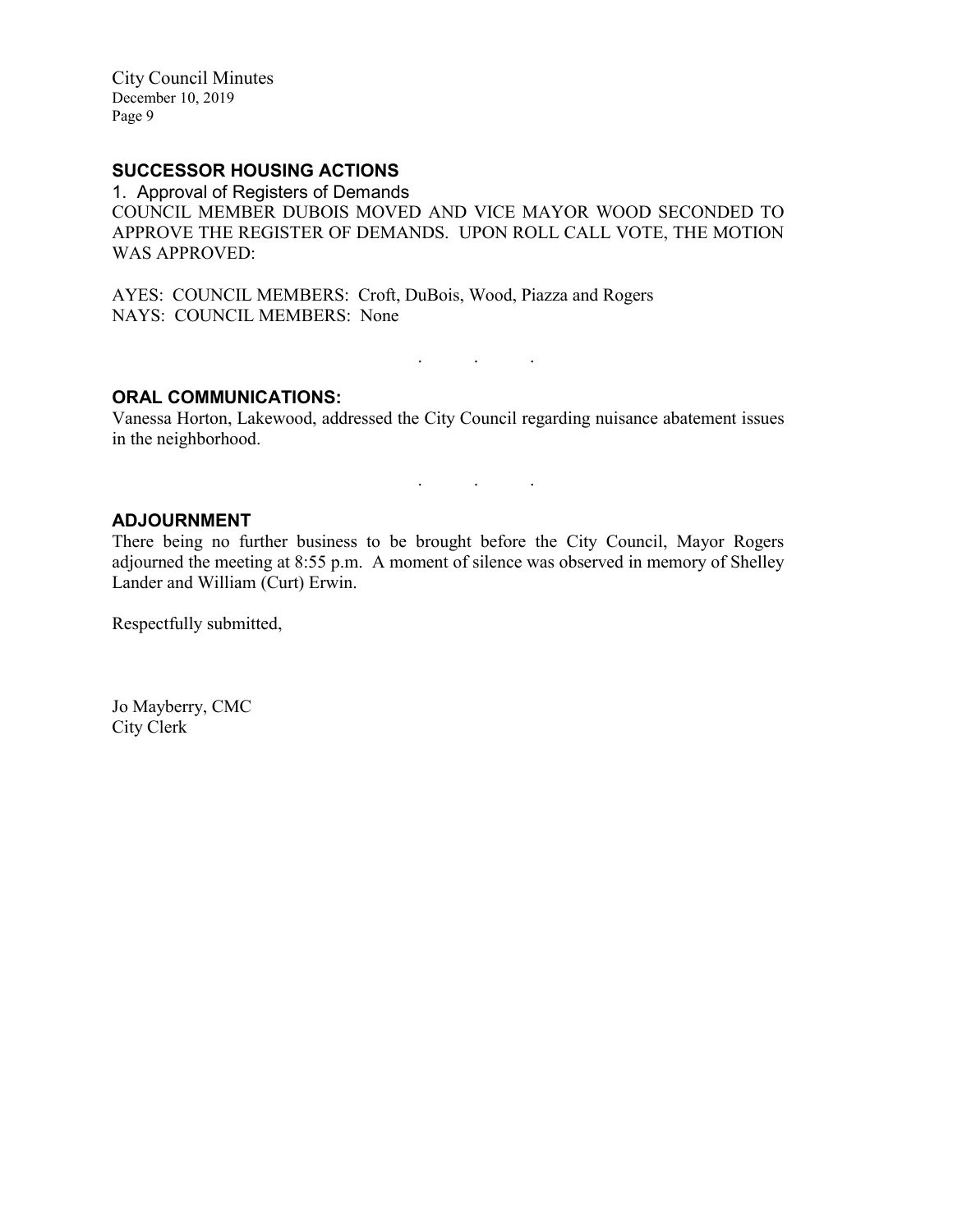## SUCCESSOR HOUSING ACTIONS

1. Approval of Registers of Demands

COUNCIL MEMBER DUBOIS MOVED AND VICE MAYOR WOOD SECONDED TO APPROVE THE REGISTER OF DEMANDS. UPON ROLL CALL VOTE, THE MOTION WAS APPROVED:

AYES: COUNCIL MEMBERS: Croft, DuBois, Wood, Piazza and Rogers
NAYS: COUNCIL MEMBERS: None

. . .

## ORAL COMMUNICATIONS:

Vanessa Horton, Lakewood, addressed the City Council regarding nuisance abatement issues in the neighborhood.

. . .

## ADJOURNMENT

There being no further business to be brought before the City Council, Mayor Rogers adjourned the meeting at 8:55 p.m. A moment of silence was observed in memory of Shelley Lander and William (Curt) Erwin.

Respectfully submitted,

Jo Mayberry, CMC
City Clerk